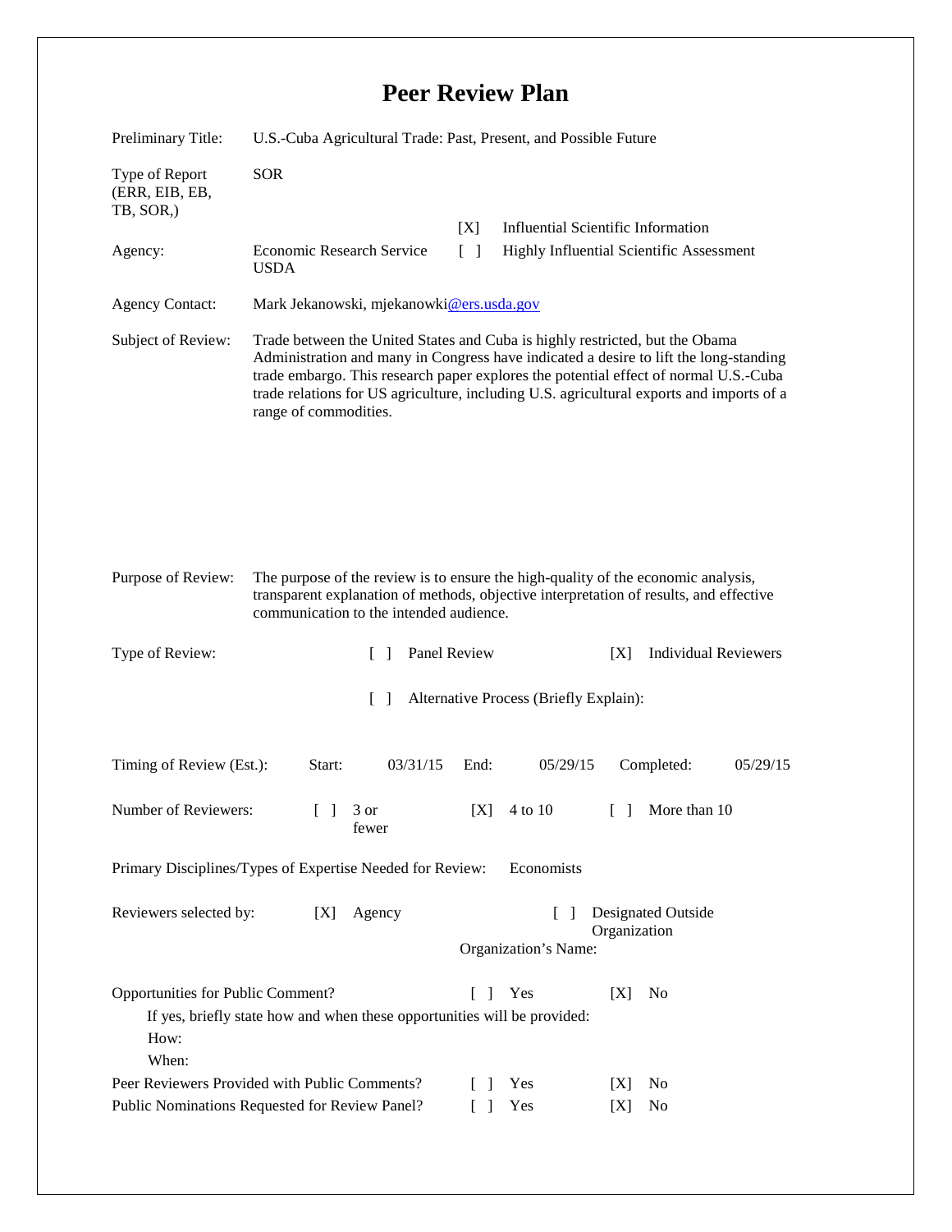# Peer Review Plan

Preliminary Title: U.S.-Cuba Agricultural Trade: Past, Present, and Possible Future

Type of Report (ERR, EIB, EB, TB, SOR,): SOR

[X] Influential Scientific Information

[ ] Highly Influential Scientific Assessment

Agency: Economic Research Service USDA

Agency Contact: Mark Jekanowski, mjekanowki@ers.usda.gov

Subject of Review: Trade between the United States and Cuba is highly restricted, but the Obama Administration and many in Congress have indicated a desire to lift the long-standing trade embargo. This research paper explores the potential effect of normal U.S.-Cuba trade relations for US agriculture, including U.S. agricultural exports and imports of a range of commodities.

Purpose of Review: The purpose of the review is to ensure the high-quality of the economic analysis, transparent explanation of methods, objective interpretation of results, and effective communication to the intended audience.

Type of Review: [ ] Panel Review [X] Individual Reviewers

[ ] Alternative Process (Briefly Explain):

Timing of Review (Est.): Start: 03/31/15 End: 05/29/15 Completed: 05/29/15

Number of Reviewers: [ ] 3 or fewer [X] 4 to 10 [ ] More than 10

Primary Disciplines/Types of Expertise Needed for Review: Economists

Reviewers selected by: [X] Agency [ ] Designated Outside Organization

Organization's Name:

Opportunities for Public Comment? [ ] Yes [X] No

If yes, briefly state how and when these opportunities will be provided:

How:

When:

Peer Reviewers Provided with Public Comments? [ ] Yes [X] No

Public Nominations Requested for Review Panel? [ ] Yes [X] No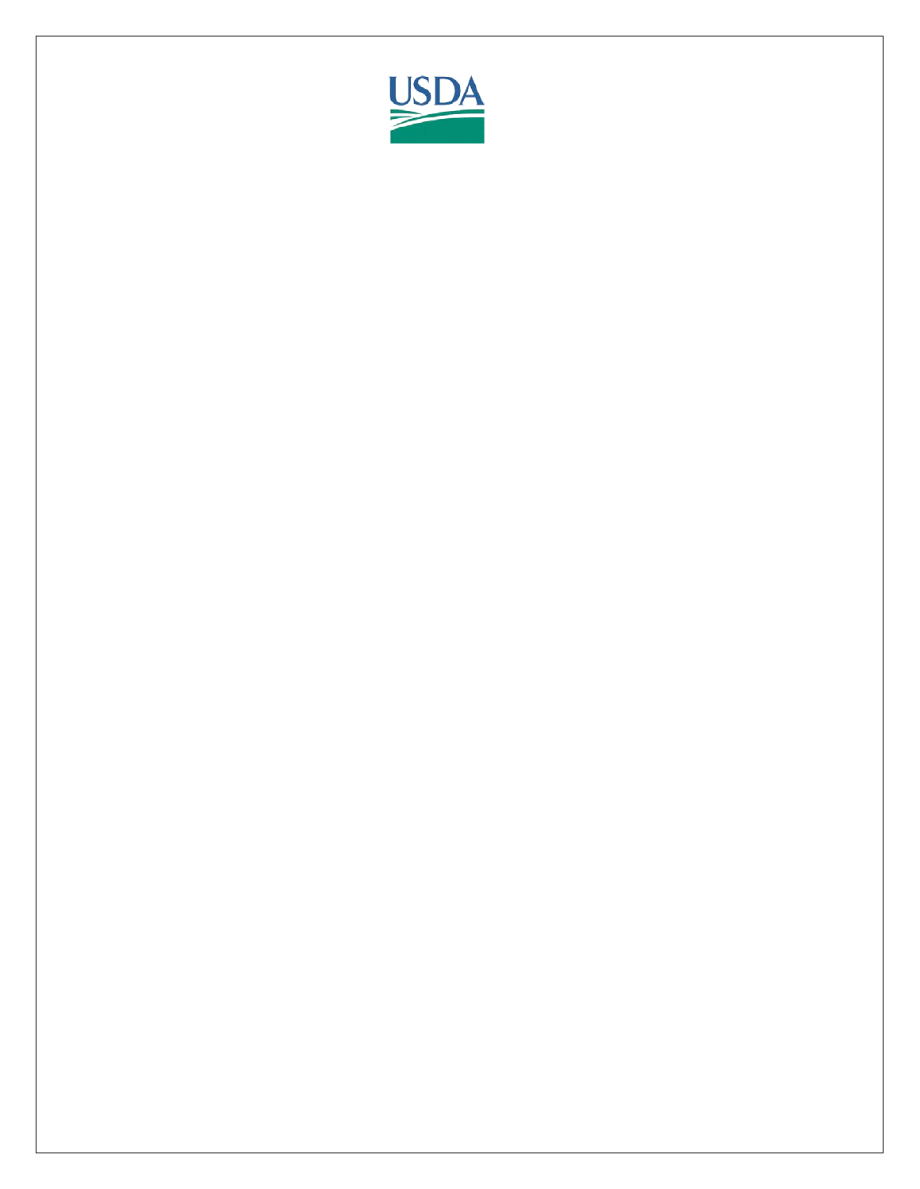USDA